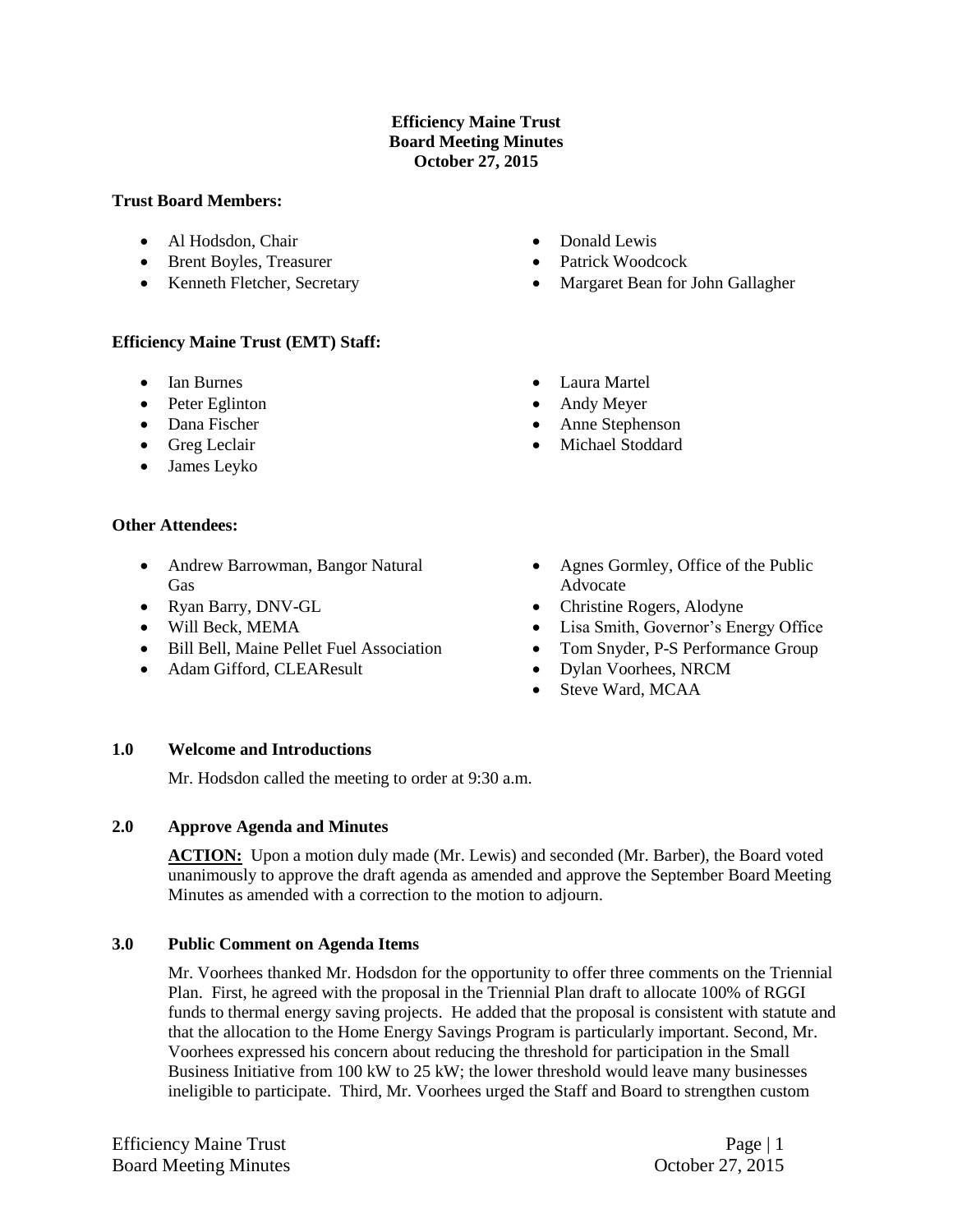**Efficiency Maine Trust**
**Board Meeting Minutes**
**October 27, 2015**

**Trust Board Members:**

- Al Hodsdon, Chair
- Brent Boyles, Treasurer
- Kenneth Fletcher, Secretary
- Donald Lewis
- Patrick Woodcock
- Margaret Bean for John Gallagher

**Efficiency Maine Trust (EMT) Staff:**

- Ian Burnes
- Peter Eglinton
- Dana Fischer
- Greg Leclair
- James Leyko
- Laura Martel
- Andy Meyer
- Anne Stephenson
- Michael Stoddard

**Other Attendees:**

- Andrew Barrowman, Bangor Natural Gas
- Ryan Barry, DNV-GL
- Will Beck, MEMA
- Bill Bell, Maine Pellet Fuel Association
- Adam Gifford, CLEAResult
- Agnes Gormley, Office of the Public Advocate
- Christine Rogers, Alodyne
- Lisa Smith, Governor's Energy Office
- Tom Snyder, P-S Performance Group
- Dylan Voorhees, NRCM
- Steve Ward, MCAA

## 1.0 Welcome and Introductions

Mr. Hodsdon called the meeting to order at 9:30 a.m.

## 2.0 Approve Agenda and Minutes

**ACTION:** Upon a motion duly made (Mr. Lewis) and seconded (Mr. Barber), the Board voted unanimously to approve the draft agenda as amended and approve the September Board Meeting Minutes as amended with a correction to the motion to adjourn.

## 3.0 Public Comment on Agenda Items

Mr. Voorhees thanked Mr. Hodsdon for the opportunity to offer three comments on the Triennial Plan. First, he agreed with the proposal in the Triennial Plan draft to allocate 100% of RGGI funds to thermal energy saving projects. He added that the proposal is consistent with statute and that the allocation to the Home Energy Savings Program is particularly important. Second, Mr. Voorhees expressed his concern about reducing the threshold for participation in the Small Business Initiative from 100 kW to 25 kW; the lower threshold would leave many businesses ineligible to participate. Third, Mr. Voorhees urged the Staff and Board to strengthen custom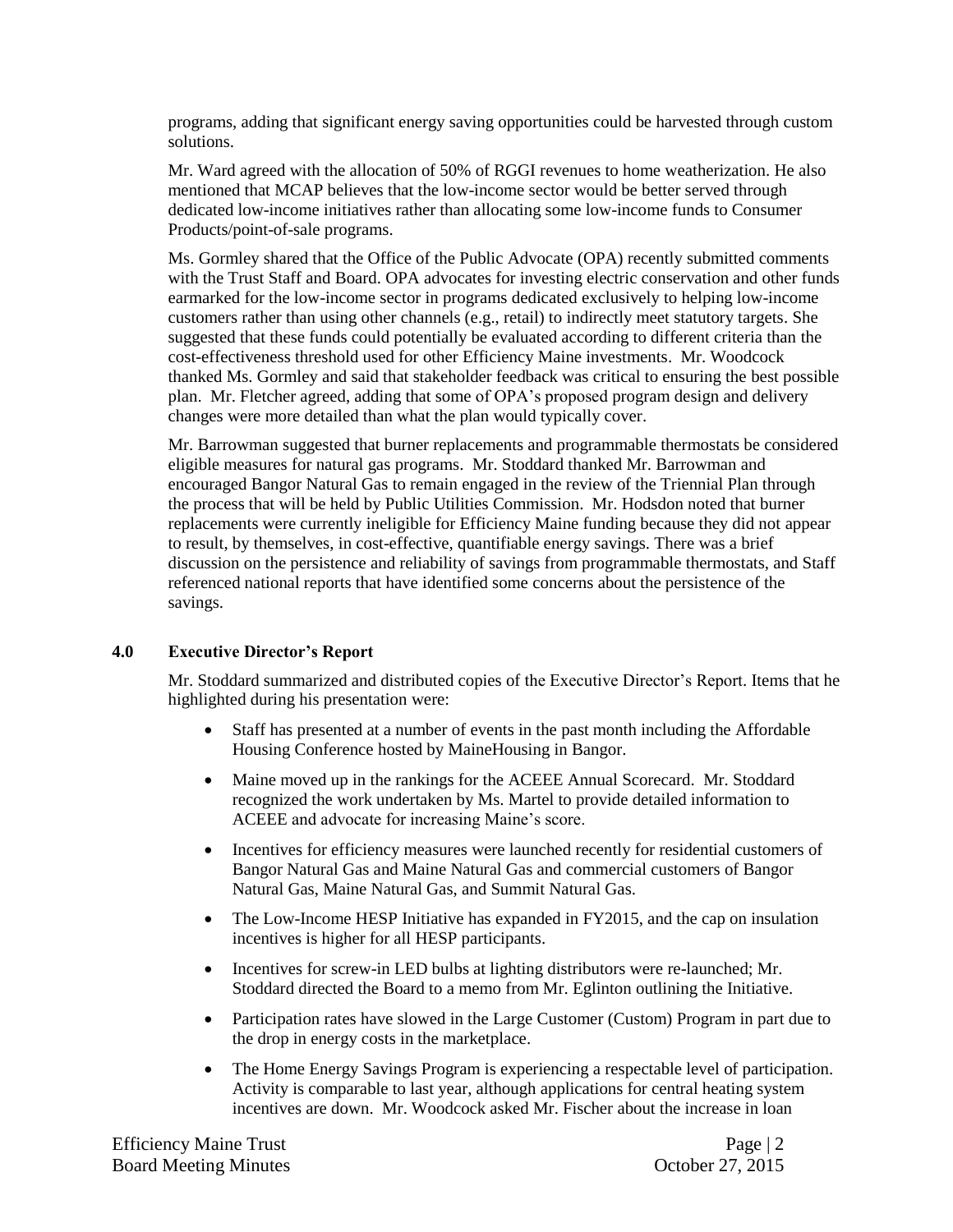programs, adding that significant energy saving opportunities could be harvested through custom solutions.

Mr. Ward agreed with the allocation of 50% of RGGI revenues to home weatherization. He also mentioned that MCAP believes that the low-income sector would be better served through dedicated low-income initiatives rather than allocating some low-income funds to Consumer Products/point-of-sale programs.

Ms. Gormley shared that the Office of the Public Advocate (OPA) recently submitted comments with the Trust Staff and Board. OPA advocates for investing electric conservation and other funds earmarked for the low-income sector in programs dedicated exclusively to helping low-income customers rather than using other channels (e.g., retail) to indirectly meet statutory targets. She suggested that these funds could potentially be evaluated according to different criteria than the cost-effectiveness threshold used for other Efficiency Maine investments. Mr. Woodcock thanked Ms. Gormley and said that stakeholder feedback was critical to ensuring the best possible plan. Mr. Fletcher agreed, adding that some of OPA's proposed program design and delivery changes were more detailed than what the plan would typically cover.

Mr. Barrowman suggested that burner replacements and programmable thermostats be considered eligible measures for natural gas programs. Mr. Stoddard thanked Mr. Barrowman and encouraged Bangor Natural Gas to remain engaged in the review of the Triennial Plan through the process that will be held by Public Utilities Commission. Mr. Hodsdon noted that burner replacements were currently ineligible for Efficiency Maine funding because they did not appear to result, by themselves, in cost-effective, quantifiable energy savings. There was a brief discussion on the persistence and reliability of savings from programmable thermostats, and Staff referenced national reports that have identified some concerns about the persistence of the savings.

## 4.0 Executive Director's Report

Mr. Stoddard summarized and distributed copies of the Executive Director's Report. Items that he highlighted during his presentation were:

- Staff has presented at a number of events in the past month including the Affordable Housing Conference hosted by MaineHousing in Bangor.
- Maine moved up in the rankings for the ACEEE Annual Scorecard. Mr. Stoddard recognized the work undertaken by Ms. Martel to provide detailed information to ACEEE and advocate for increasing Maine's score.
- Incentives for efficiency measures were launched recently for residential customers of Bangor Natural Gas and Maine Natural Gas and commercial customers of Bangor Natural Gas, Maine Natural Gas, and Summit Natural Gas.
- The Low-Income HESP Initiative has expanded in FY2015, and the cap on insulation incentives is higher for all HESP participants.
- Incentives for screw-in LED bulbs at lighting distributors were re-launched; Mr. Stoddard directed the Board to a memo from Mr. Eglinton outlining the Initiative.
- Participation rates have slowed in the Large Customer (Custom) Program in part due to the drop in energy costs in the marketplace.
- The Home Energy Savings Program is experiencing a respectable level of participation. Activity is comparable to last year, although applications for central heating system incentives are down. Mr. Woodcock asked Mr. Fischer about the increase in loan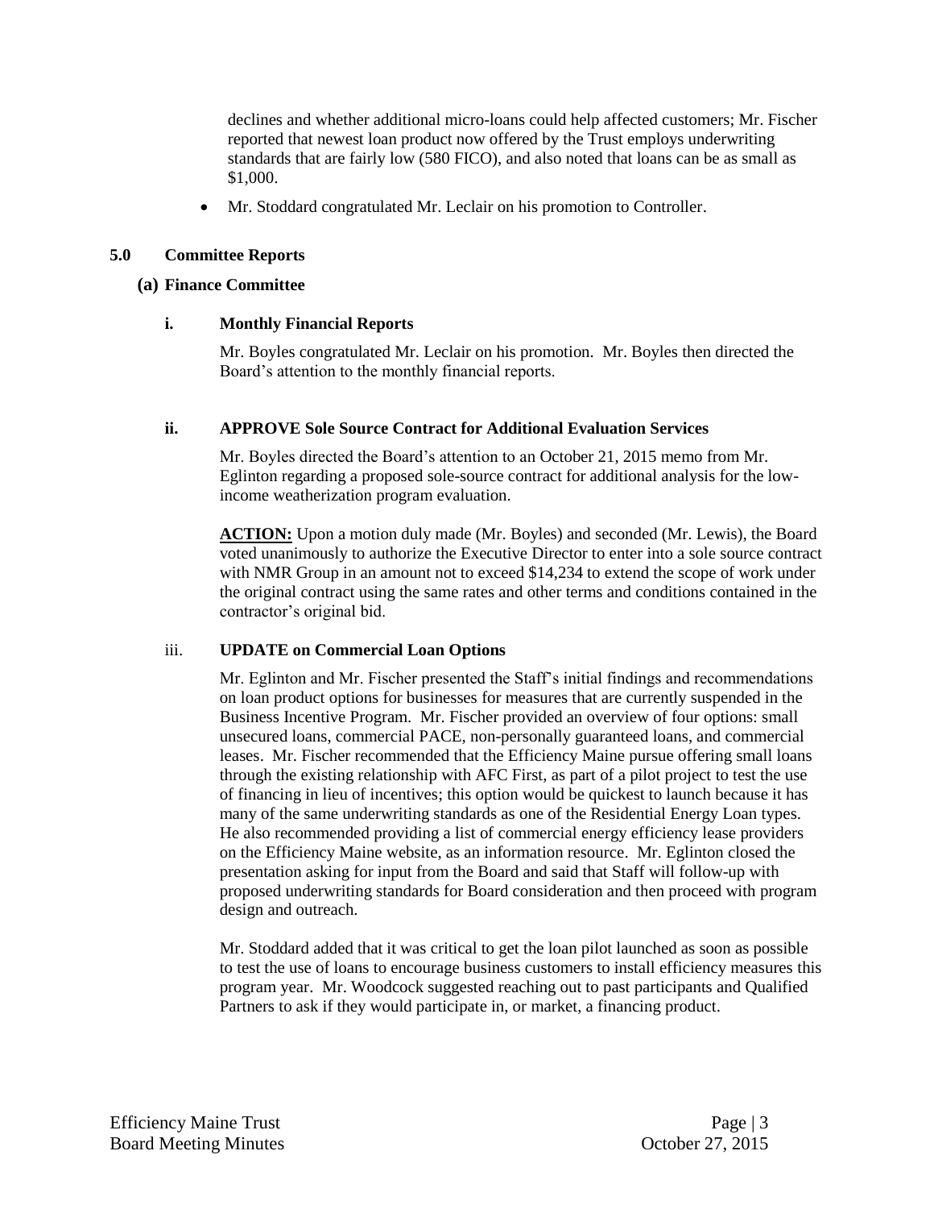declines and whether additional micro-loans could help affected customers; Mr. Fischer reported that newest loan product now offered by the Trust employs underwriting standards that are fairly low (580 FICO), and also noted that loans can be as small as $1,000.

- Mr. Stoddard congratulated Mr. Leclair on his promotion to Controller.

## 5.0 Committee Reports

### (a) Finance Committee

#### i. Monthly Financial Reports

Mr. Boyles congratulated Mr. Leclair on his promotion. Mr. Boyles then directed the Board's attention to the monthly financial reports.

#### ii. APPROVE Sole Source Contract for Additional Evaluation Services

Mr. Boyles directed the Board's attention to an October 21, 2015 memo from Mr. Eglinton regarding a proposed sole-source contract for additional analysis for the low-income weatherization program evaluation.

**ACTION:** Upon a motion duly made (Mr. Boyles) and seconded (Mr. Lewis), the Board voted unanimously to authorize the Executive Director to enter into a sole source contract with NMR Group in an amount not to exceed $14,234 to extend the scope of work under the original contract using the same rates and other terms and conditions contained in the contractor's original bid.

#### iii. UPDATE on Commercial Loan Options

Mr. Eglinton and Mr. Fischer presented the Staff's initial findings and recommendations on loan product options for businesses for measures that are currently suspended in the Business Incentive Program. Mr. Fischer provided an overview of four options: small unsecured loans, commercial PACE, non-personally guaranteed loans, and commercial leases. Mr. Fischer recommended that the Efficiency Maine pursue offering small loans through the existing relationship with AFC First, as part of a pilot project to test the use of financing in lieu of incentives; this option would be quickest to launch because it has many of the same underwriting standards as one of the Residential Energy Loan types. He also recommended providing a list of commercial energy efficiency lease providers on the Efficiency Maine website, as an information resource. Mr. Eglinton closed the presentation asking for input from the Board and said that Staff will follow-up with proposed underwriting standards for Board consideration and then proceed with program design and outreach.

Mr. Stoddard added that it was critical to get the loan pilot launched as soon as possible to test the use of loans to encourage business customers to install efficiency measures this program year. Mr. Woodcock suggested reaching out to past participants and Qualified Partners to ask if they would participate in, or market, a financing product.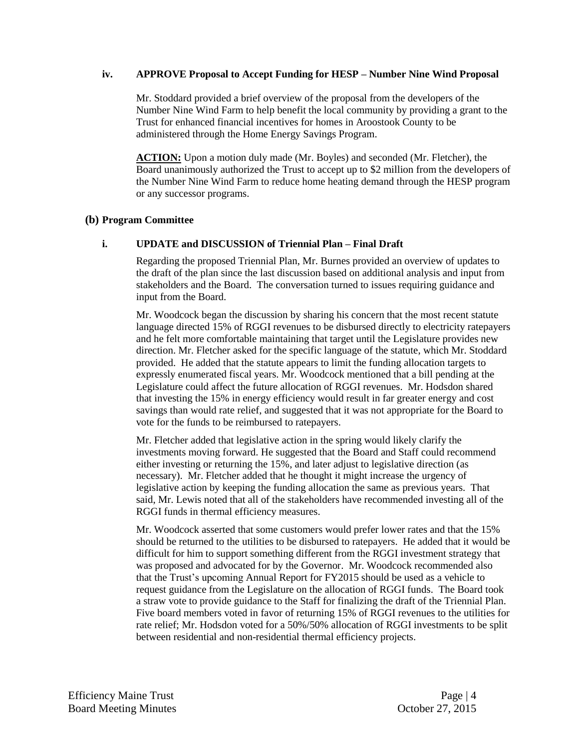**iv. APPROVE Proposal to Accept Funding for HESP – Number Nine Wind Proposal**

Mr. Stoddard provided a brief overview of the proposal from the developers of the Number Nine Wind Farm to help benefit the local community by providing a grant to the Trust for enhanced financial incentives for homes in Aroostook County to be administered through the Home Energy Savings Program.

**ACTION:** Upon a motion duly made (Mr. Boyles) and seconded (Mr. Fletcher), the Board unanimously authorized the Trust to accept up to $2 million from the developers of the Number Nine Wind Farm to reduce home heating demand through the HESP program or any successor programs.

**(b) Program Committee**

**i. UPDATE and DISCUSSION of Triennial Plan – Final Draft**

Regarding the proposed Triennial Plan, Mr. Burnes provided an overview of updates to the draft of the plan since the last discussion based on additional analysis and input from stakeholders and the Board. The conversation turned to issues requiring guidance and input from the Board.

Mr. Woodcock began the discussion by sharing his concern that the most recent statute language directed 15% of RGGI revenues to be disbursed directly to electricity ratepayers and he felt more comfortable maintaining that target until the Legislature provides new direction. Mr. Fletcher asked for the specific language of the statute, which Mr. Stoddard provided. He added that the statute appears to limit the funding allocation targets to expressly enumerated fiscal years. Mr. Woodcock mentioned that a bill pending at the Legislature could affect the future allocation of RGGI revenues. Mr. Hodsdon shared that investing the 15% in energy efficiency would result in far greater energy and cost savings than would rate relief, and suggested that it was not appropriate for the Board to vote for the funds to be reimbursed to ratepayers.

Mr. Fletcher added that legislative action in the spring would likely clarify the investments moving forward. He suggested that the Board and Staff could recommend either investing or returning the 15%, and later adjust to legislative direction (as necessary). Mr. Fletcher added that he thought it might increase the urgency of legislative action by keeping the funding allocation the same as previous years. That said, Mr. Lewis noted that all of the stakeholders have recommended investing all of the RGGI funds in thermal efficiency measures.

Mr. Woodcock asserted that some customers would prefer lower rates and that the 15% should be returned to the utilities to be disbursed to ratepayers. He added that it would be difficult for him to support something different from the RGGI investment strategy that was proposed and advocated for by the Governor. Mr. Woodcock recommended also that the Trust's upcoming Annual Report for FY2015 should be used as a vehicle to request guidance from the Legislature on the allocation of RGGI funds. The Board took a straw vote to provide guidance to the Staff for finalizing the draft of the Triennial Plan. Five board members voted in favor of returning 15% of RGGI revenues to the utilities for rate relief; Mr. Hodsdon voted for a 50%/50% allocation of RGGI investments to be split between residential and non-residential thermal efficiency projects.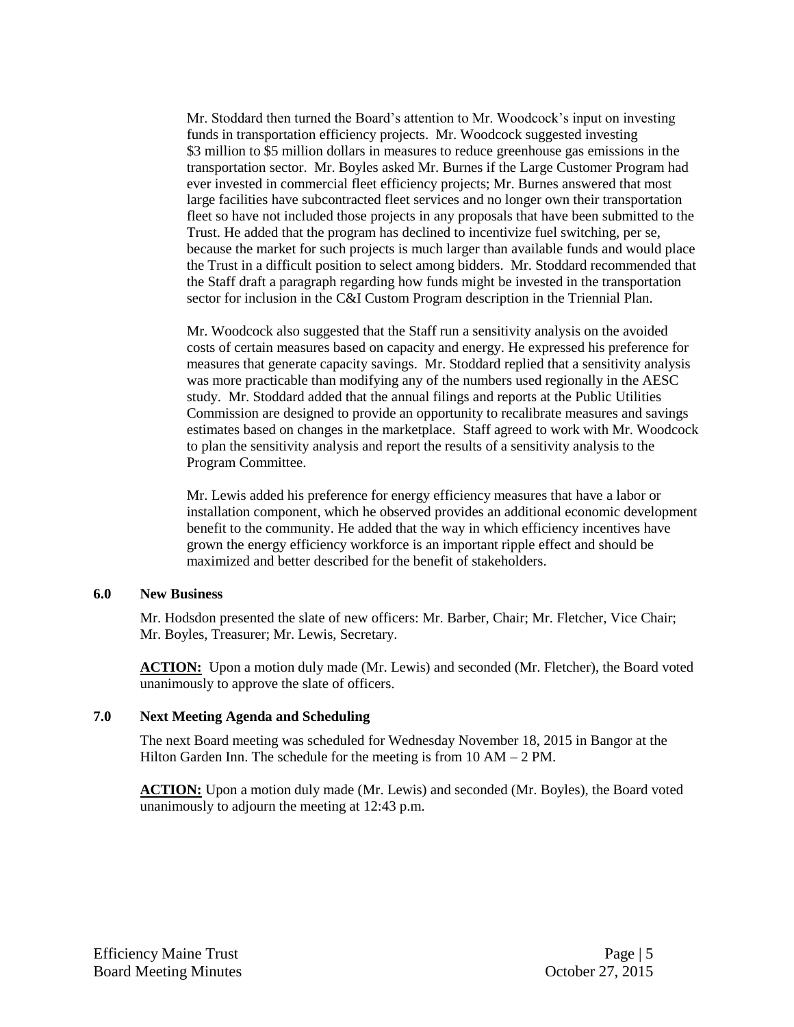Mr. Stoddard then turned the Board's attention to Mr. Woodcock's input on investing funds in transportation efficiency projects. Mr. Woodcock suggested investing $3 million to $5 million dollars in measures to reduce greenhouse gas emissions in the transportation sector. Mr. Boyles asked Mr. Burnes if the Large Customer Program had ever invested in commercial fleet efficiency projects; Mr. Burnes answered that most large facilities have subcontracted fleet services and no longer own their transportation fleet so have not included those projects in any proposals that have been submitted to the Trust. He added that the program has declined to incentivize fuel switching, per se, because the market for such projects is much larger than available funds and would place the Trust in a difficult position to select among bidders. Mr. Stoddard recommended that the Staff draft a paragraph regarding how funds might be invested in the transportation sector for inclusion in the C&I Custom Program description in the Triennial Plan.

Mr. Woodcock also suggested that the Staff run a sensitivity analysis on the avoided costs of certain measures based on capacity and energy. He expressed his preference for measures that generate capacity savings. Mr. Stoddard replied that a sensitivity analysis was more practicable than modifying any of the numbers used regionally in the AESC study. Mr. Stoddard added that the annual filings and reports at the Public Utilities Commission are designed to provide an opportunity to recalibrate measures and savings estimates based on changes in the marketplace. Staff agreed to work with Mr. Woodcock to plan the sensitivity analysis and report the results of a sensitivity analysis to the Program Committee.

Mr. Lewis added his preference for energy efficiency measures that have a labor or installation component, which he observed provides an additional economic development benefit to the community. He added that the way in which efficiency incentives have grown the energy efficiency workforce is an important ripple effect and should be maximized and better described for the benefit of stakeholders.

## 6.0 New Business

Mr. Hodsdon presented the slate of new officers: Mr. Barber, Chair; Mr. Fletcher, Vice Chair; Mr. Boyles, Treasurer; Mr. Lewis, Secretary.

**ACTION:** Upon a motion duly made (Mr. Lewis) and seconded (Mr. Fletcher), the Board voted unanimously to approve the slate of officers.

## 7.0 Next Meeting Agenda and Scheduling

The next Board meeting was scheduled for Wednesday November 18, 2015 in Bangor at the Hilton Garden Inn. The schedule for the meeting is from 10 AM – 2 PM.

**ACTION:** Upon a motion duly made (Mr. Lewis) and seconded (Mr. Boyles), the Board voted unanimously to adjourn the meeting at 12:43 p.m.